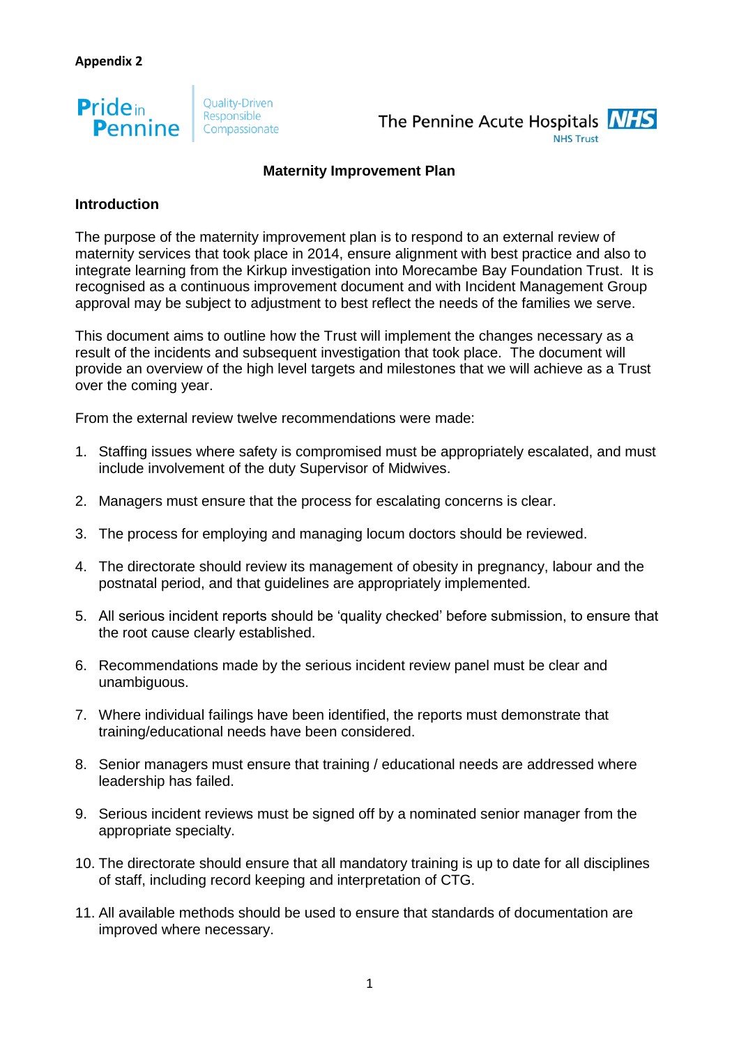**Appendix 2**

Pride in Pennine — Quality-Driven, Responsible, Compassionate

The Pennine Acute Hospitals NHS Trust

## Maternity Improvement Plan

### Introduction

The purpose of the maternity improvement plan is to respond to an external review of maternity services that took place in 2014, ensure alignment with best practice and also to integrate learning from the Kirkup investigation into Morecambe Bay Foundation Trust. It is recognised as a continuous improvement document and with Incident Management Group approval may be subject to adjustment to best reflect the needs of the families we serve.

This document aims to outline how the Trust will implement the changes necessary as a result of the incidents and subsequent investigation that took place. The document will provide an overview of the high level targets and milestones that we will achieve as a Trust over the coming year.

From the external review twelve recommendations were made:

1. Staffing issues where safety is compromised must be appropriately escalated, and must include involvement of the duty Supervisor of Midwives.

2. Managers must ensure that the process for escalating concerns is clear.

3. The process for employing and managing locum doctors should be reviewed.

4. The directorate should review its management of obesity in pregnancy, labour and the postnatal period, and that guidelines are appropriately implemented.

5. All serious incident reports should be 'quality checked' before submission, to ensure that the root cause clearly established.

6. Recommendations made by the serious incident review panel must be clear and unambiguous.

7. Where individual failings have been identified, the reports must demonstrate that training/educational needs have been considered.

8. Senior managers must ensure that training / educational needs are addressed where leadership has failed.

9. Serious incident reviews must be signed off by a nominated senior manager from the appropriate specialty.

10. The directorate should ensure that all mandatory training is up to date for all disciplines of staff, including record keeping and interpretation of CTG.

11. All available methods should be used to ensure that standards of documentation are improved where necessary.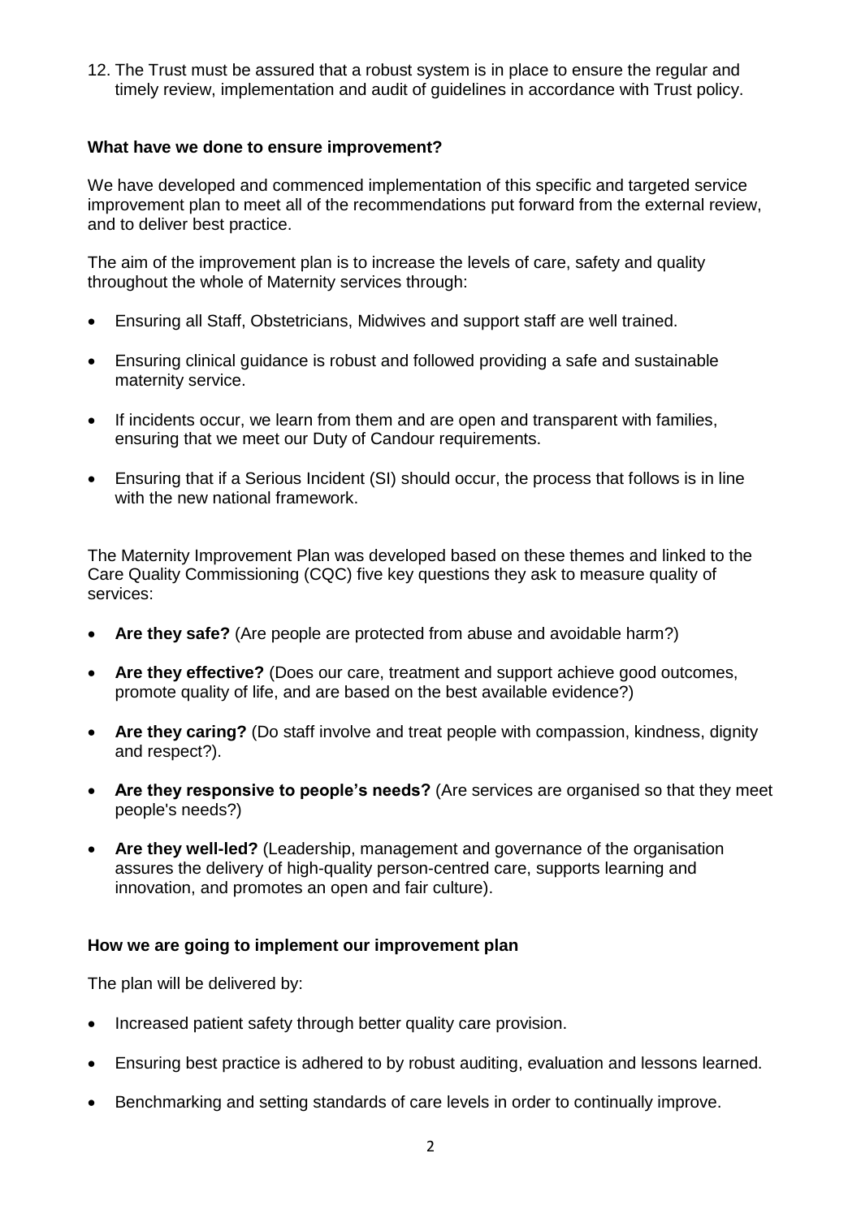12. The Trust must be assured that a robust system is in place to ensure the regular and timely review, implementation and audit of guidelines in accordance with Trust policy.

**What have we done to ensure improvement?**

We have developed and commenced implementation of this specific and targeted service improvement plan to meet all of the recommendations put forward from the external review, and to deliver best practice.

The aim of the improvement plan is to increase the levels of care, safety and quality throughout the whole of Maternity services through:

- Ensuring all Staff, Obstetricians, Midwives and support staff are well trained.
- Ensuring clinical guidance is robust and followed providing a safe and sustainable maternity service.
- If incidents occur, we learn from them and are open and transparent with families, ensuring that we meet our Duty of Candour requirements.
- Ensuring that if a Serious Incident (SI) should occur, the process that follows is in line with the new national framework.

The Maternity Improvement Plan was developed based on these themes and linked to the Care Quality Commissioning (CQC) five key questions they ask to measure quality of services:

- **Are they safe?** (Are people are protected from abuse and avoidable harm?)
- **Are they effective?** (Does our care, treatment and support achieve good outcomes, promote quality of life, and are based on the best available evidence?)
- **Are they caring?** (Do staff involve and treat people with compassion, kindness, dignity and respect?).
- **Are they responsive to people's needs?** (Are services are organised so that they meet people's needs?)
- **Are they well-led?** (Leadership, management and governance of the organisation assures the delivery of high-quality person-centred care, supports learning and innovation, and promotes an open and fair culture).

**How we are going to implement our improvement plan**

The plan will be delivered by:

- Increased patient safety through better quality care provision.
- Ensuring best practice is adhered to by robust auditing, evaluation and lessons learned.
- Benchmarking and setting standards of care levels in order to continually improve.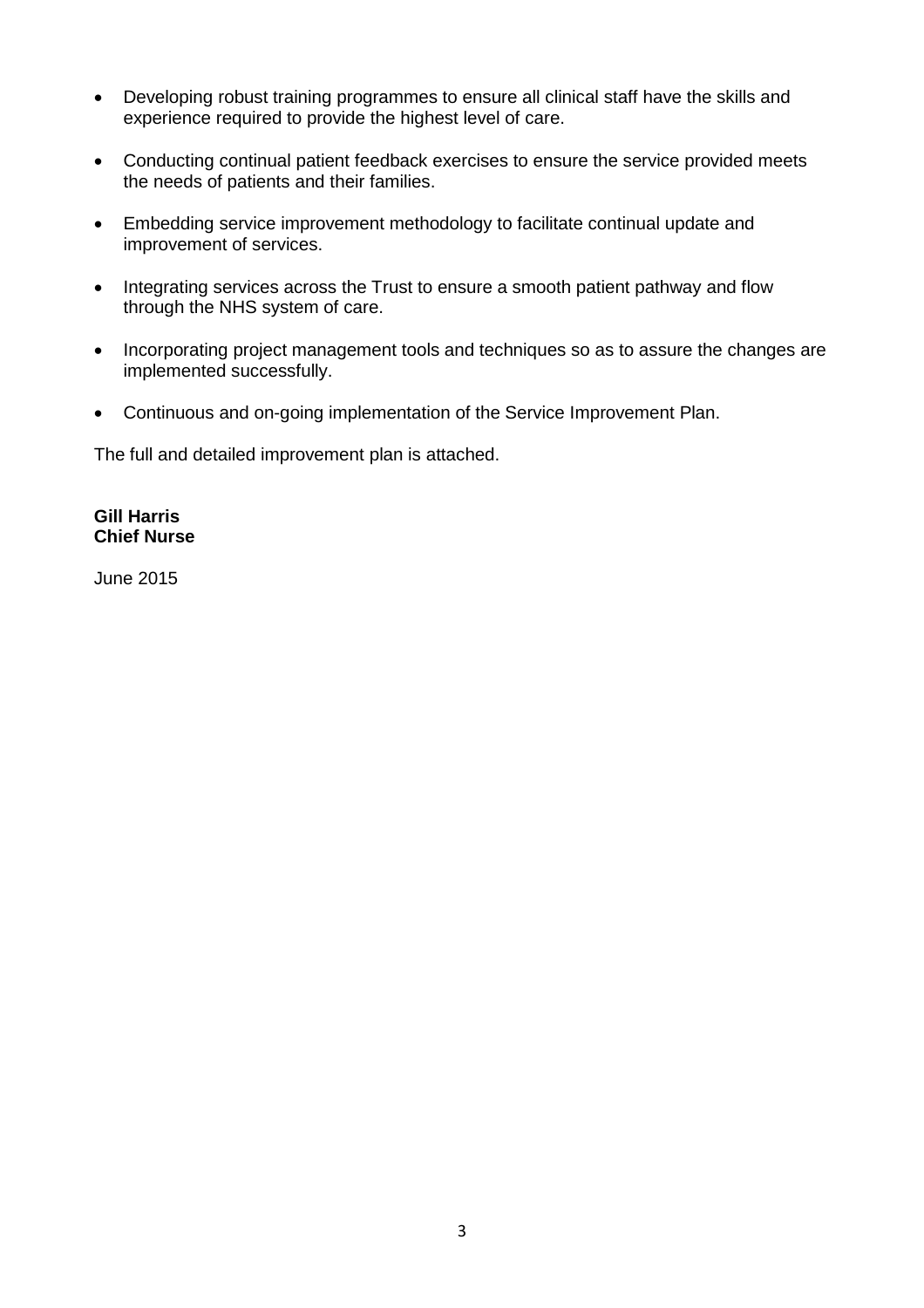- Developing robust training programmes to ensure all clinical staff have the skills and experience required to provide the highest level of care.

- Conducting continual patient feedback exercises to ensure the service provided meets the needs of patients and their families.

- Embedding service improvement methodology to facilitate continual update and improvement of services.

- Integrating services across the Trust to ensure a smooth patient pathway and flow through the NHS system of care.

- Incorporating project management tools and techniques so as to assure the changes are implemented successfully.

- Continuous and on-going implementation of the Service Improvement Plan.

The full and detailed improvement plan is attached.

**Gill Harris**
**Chief Nurse**

June 2015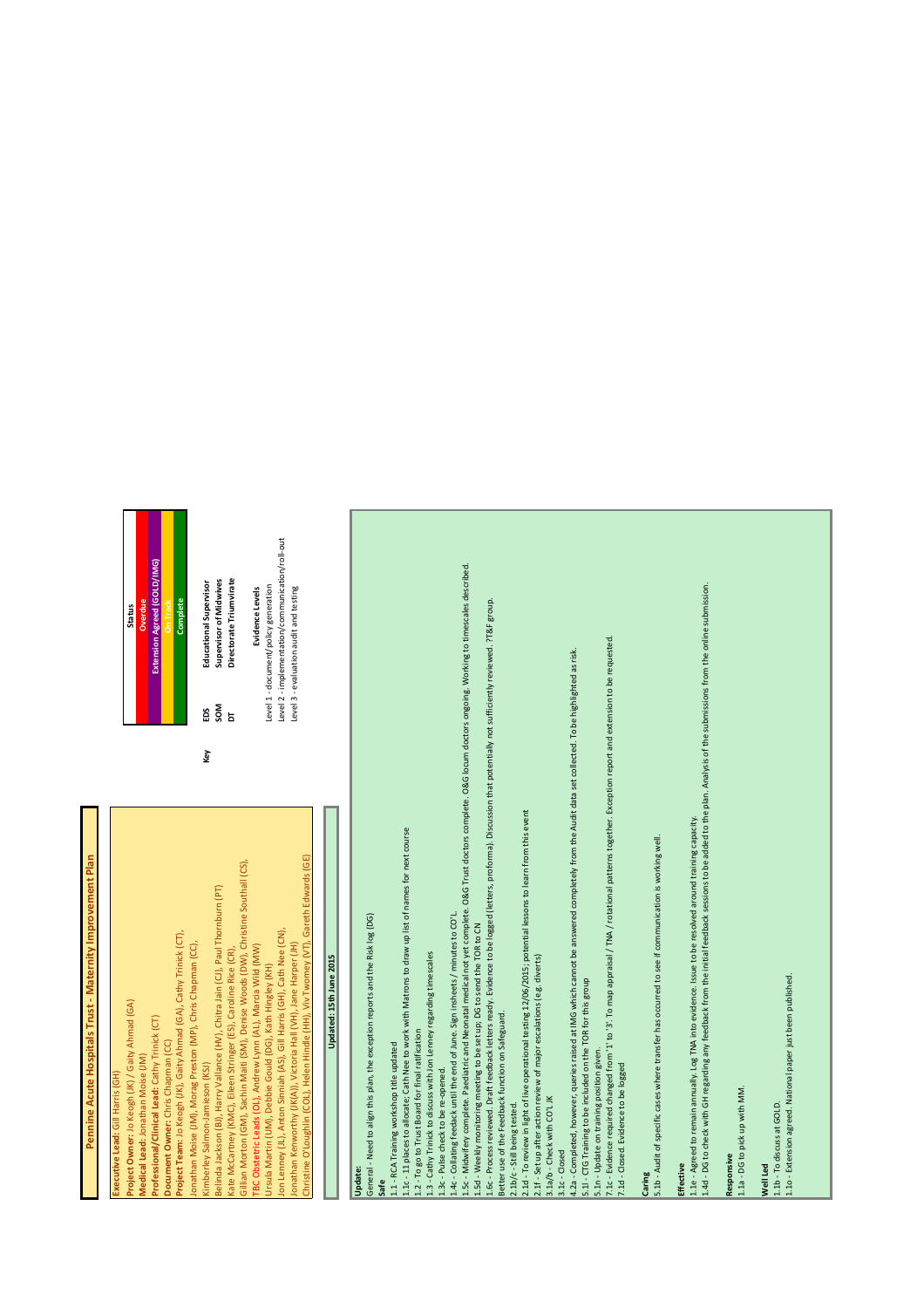# Pennine Acute Hospitals Trust - Maternity Improvement Plan

**Executive Lead:** Gill Harris (GH)
**Project Owner:** Jo Keogh (JK) / Gaity Ahmad (GA)
**Medical Lead:** Jonathan Moise (JM)
**Professional/Clinical Lead:** Cathy Trinick (CT)
**Document Owner:** Chris Chapman (CC)
**Project Team:** Jo Keogh (JK), Gaity Ahmad (GA), Cathy Trinick (CT), Jonathan Moise (JM), Morag Preston (MP), Chris Chapman (CC), Kimberley Salmon-Jamieson (KSJ)
Belinda Jackson (BJ), Harry Vallance (HV), Chitra Jain (CJ), Paul Thornburn (PT)
Kate McCartney (KMC), Eileen Stringer (ES), Caroline Rice (CR),
Gillian Morton (GM), Sachin Maiti (SM), Denise Woods (DW), Christine Southall (CS),
TBC Obstetric Leads (OL), Andrew Lynn (AL), Marcia Wild (MW)
Ursula Martin (UM), Debbie Gould (DG), Kath Hingley (KH)
Jon Lenney (JL), Anton Sinniah (AS), Gill Harris (GH), Cath Nee (CN),
Jonathan Kenworthy (JK(J)), Victoria Hall (VH), Jane Harper (JH)
Christine O'Loughlin (COL), Helen Hindle (HH), Viv Twomey (VT), Gareth Edwards (GE)

**Updated: 15th June 2015**

**Key**

| Status |
|---|
| Overdue |
| Extension Agreed (GOLD/IMG) |
| On Track |
| Complete |

| | |
|---|---|
| EDS | Educational Supervisor |
| SOM | Supervisor of Midwives |
| DT | Directorate Triumvirate |

**Evidence Levels**
Level 1 - document/policy generation
Level 2 - implementation/communication/roll-out
Level 3 - evaluation audit and testing

**Update:**
General - Need to align this plan, the exception reports and the Risk log (DG)

**Safe**
1.1 - RCA Training workshop title updated
1.1c - 11 places to allocate; Cath Nee to work with Matrons to draw up list of names for next course
1.2 - To go to Trust Board for final ratification
1.3 - Cathy Trinick to discuss with Jon Lenney regarding timescales
1.3c - Pulse check to be re-opened.
1.4c - Collating feedack until the end of June. Sign insheets / minutes to CO'L
1.5c - Midwifery complete. Paediatric and Neonatal medical not yet complete. O&G Trust doctors complete. O&G locum doctors ongoing. Working to timescales described.
1.5d - Weekly monitoring meeting to be set up; DG to send the TOR to CN
1.6c - Process reviewed. Draft feedback letters ready. Evidence to be logged (letters, proforma). Discussion that potentially not sufficiently reviewed. 7T&F group. Better use of the Feedback function on Safeguard.
2.1b/c - Still being tested.
2.1d - To review in light of live operational testing 12/06/2015; potential lessons to learn from this event
2.1f - Set up after action review of major escalations (e.g. diverts)
3.1a/b - Check with CO'L JK
3.1c - Closed
4.2a - Completed, however, queries raised at IMG which cannot be answered completely from the Audit data set collected. To be highlighted as risk.
5.1l - CTG Training to be included on the TOR for this group
5.1n - Update on training position given.
7.1c - Evidence required changed from '1' to '3'. To map appraisal / TNA / rotational patterns together. Exception report and extension to be requested.
7.1d - Closed. Evidence to be logged

**Caring**
5.1b - Audit of specific cases where transfer has occurred to see if communication is working well.

**Effective**
1.1e - Agreed to remain annually. Log TNA into evidence. Issue to be resolved around training capacity.
1.4d - DG to check with GH regarding any feedback from the initial feedback sessions to be added to the plan. Analysis of the submissions from the online submission.

**Responsive**
1.1a - DG to pick up with MM.

**Well Led**
1.1b - To discuss at GOLD.
1.1o - Extension agreed. National paper just been published.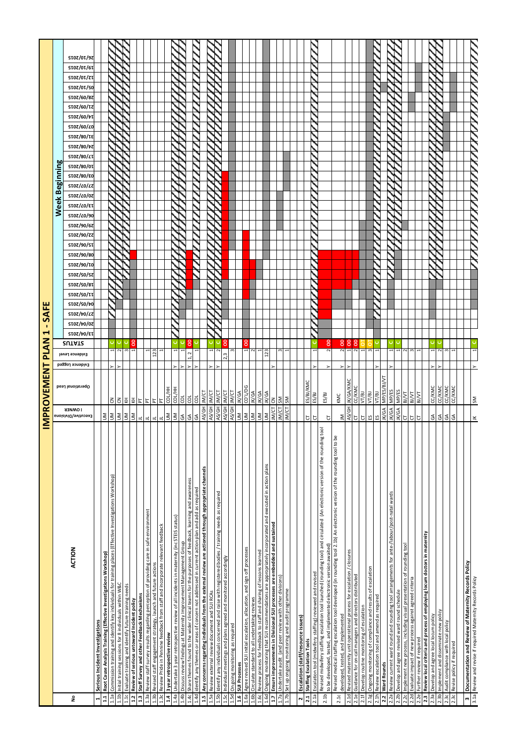# IMPROVEMENT PLAN 1 - SAFE

| No | ACTION | Executive/Divisional OWNER | Operational Lead | Evidence Logged | Evidence Level | STATUS |
|---|---|---|---|---|---|---|
| **1** | **Serious Incident Investigations** | | | | | |
| **1.1** | **Root Cause Analysis Training (Effective Investigations Workshop)** | JM | | | | |
| 1.1a | Commission training and identify key individuals for training places (Effective Investigations Workshop) | JM | CN | Y | 1 | C |
| 1.1b | Initial training sessions for 8 individuals within W&C | JM | CN | Y | 2 | C |
| 1.1c | Evaluate training and identify future training needs | JM | KH | | 3 | C |
| **1.2** | **Review of serious untoward incident policy** | JM | KH | | 1 | OD |
| **1.3** | **Staff Survey and other Feedback Mechanisms** | JL | PT | | | |
| 1.3a | Review staff survey results regarding perception of providing care in safe environment | JL | PT | | 1 | |
| 1.3b | Revised staff engagement strategy, launch and future actions | JL | PT | | 123 | |
| 1.3c | Review Pride in Pennine feedback from staff and incorporate relevant feedback | JL | PT | | 1 | |
| **1.4** | **3 year retrospective review** | JM | CO/HH | | | |
| 1.4a | Undertake 3 year retrospective review of all incidents in maternity (inc STEIS status) | JM | CO/HH | Y | 1 | C |
| 1.4b | Discuss review findings at Maternity Improvement Management Group | GA | COL | Y | 1 | C |
| 1.4c | Share themes found to the wider clinical teams for the purposes of feedback, learning and awareness | GA | COL | Y | 1, 2 | OD |
| 1.4d | Identify any themes or areas of concern not addressed in current action plan and add as required | GA | COL | Y | 1 | C |
| **1.5** | **Any concerns regarding individuals from the external review are actioned through appropriate channels** | AS/GH | JM/CT | | | |
| 1.5a | Review external review document and SUI RCAs | AS/GH | JM/CT | Y | 1 | C |
| 1.5b | Identify any individuals concerned and raise with registered bodies / training needs as required | AS/GH | JM/CT | Y | 2 | C |
| 1.5c | Individual meetings and plans agreed and monitored accordingly | AS/GH | JM/CT | | 2,3 | OD |
| 1.5d | Ongoing monitoring as required | AS/GH | JM/CT | | 3 | |
| **1.6** | **SUI Processes** | JM | JK/GA | | | |
| 1.6a | Agree revised SUI initial escalation, allocation, and sign off processes | JM | CO'L/DG | | 1 | OD |
| 1.6b | Circulate standard to all undertaking reviews | JM | JK/GA | | 2 | |
| 1.6c | Review process for feedback to staff and sharing of lessons learned | JM | JK/GA | | 1 | |
| 1.6d | Ongoing monitoring that SUI recommendations are appropriately incorporated and executed in action plans | JM | JK/GA | | 123 | |
| **1.7** | **Ensure improvements in Divisional SUI processes are embedded and sustained** | JM/CT | CN | Y | | |
| 1.7a | Undertake audit (and peer review with other divisions) | JM/CT | SM | | 3 | |
| 1.7b | Set up ongoing monitoring and audit programme | JM/CT | SM | | 1 | |
| | | | | | | |
| **2** | **Escalation (staff/resource issues)** | | | | | |
| **2.1** | **Staffing Escalation Tools** | CT | ES/BJ/KMC | | | |
| 2.1a | Escalation tool (midwifery staffing) reviewed and revised | CT | ES/BJ | Y | 1 | C |
| 2.1b | Revised midwifery staffing escalation tool launched (rounding tool) and circulated (An electronic version of the rounding tool to be developed, tested, and implemented electronic version awaited) | CT | ES/BJ | Y | 2 | OD |
| 2.1c | Revised medical staffing escalation tool developed (in rounding tool 2.1b) An electronic version of the rounding tool to be developed, tested, and implemented | JM | KMC | Y | 2 | OD |
| 2.1d | Revised maternity unit operational process for escalation / closures | AS/GH | JK/GA/KMC | Y | 1 | OD |
| 2.1e | Guidance for on-call managers and directors distributed | CT | CC/KMC | | 2 | OD |
| 2.1f | Develop routine monitoring of escalation | CT | VT/BJ | | 1 | OT |
| 2.1g | Ongoing monitoring of compliance and results of escalation | ES | VT/BJ | | 3 | OT |
| 2.1h | Review escalation tool and amend as required | ES | VT/BJ | Y | 1 | C |
| **2.2** | **Ward Rounds** | JK/GA | MP/ES/BJ/VT | | | |
| 2.2a | Review current ward round and rounding tool arrangements for ante-/labour/post-natal wards | JK/GA | MP/ES | Y | 1 | C |
| 2.2b | Develop and agree revised ward round schedule | JK/GA | MP/ES | Y | 1 | C |
| 2.2c | Implement new process, including visual presentation of rounding tool | CT | BJ/VT | | 2 | |
| 2.2d | Evaluate impact of new process against agreed criteria | CT | BJ/VT | | 3 | |
| 2.2e | Further review if required | CT | BJ/VT | | 1 | |
| **2.3** | **Review local criteria and process of employing locum doctors in maternity** | | | | | |
| 2.3a | Develop and agree local locum policy | GA | CC/KMC | Y | 1 | C |
| 2.3b | Implement and disseminate new policy | GA | CC/KMC | Y | 2 | C |
| 2.3c | Audit compliance with local policy | GA | CC/KMC | | 3 | |
| 2.3c | Revise policy if required | GA | CC/KMC | | 1 | |
| | | | | | | |
| **3** | **Documentation and Review of Maternity Records Policy** | | | | | |
| 3.1a | Review and revise if required Maternity Records Policy | JK | SM | Y | 1 | C |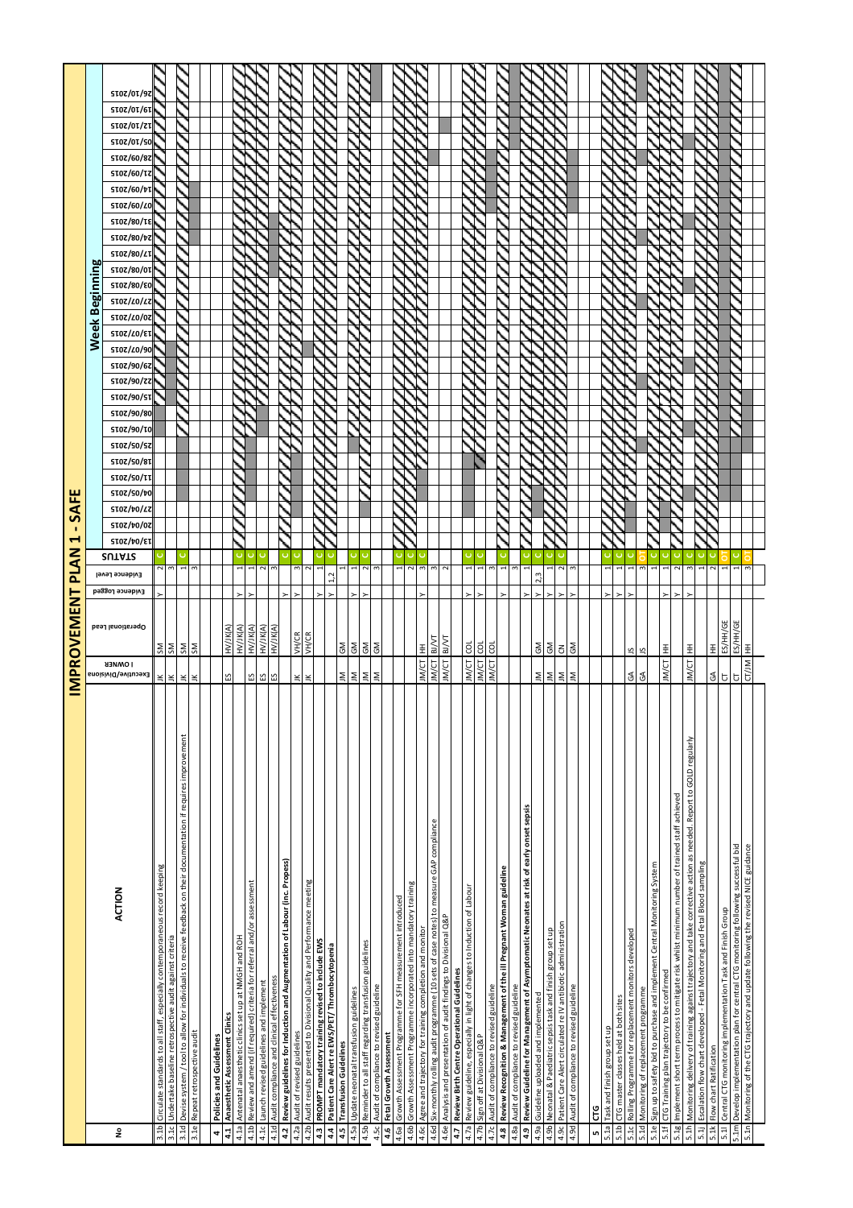# IMPROVEMENT PLAN 1 - SAFE

| No | ACTION | Executive/Divisional OWNER | Operational Lead | Evidence Logged | Evidence Level | STATUS |
|---|---|---|---|---|---|---|
| 3.1b | Circulate standards to all staff, especially contemporaneous record keeping | JK | SM | Y | 2 | C |
| 3.1c | Undertake baseline retrospective audit against criteria | JK | SM | | 3 | |
| 3.1d | Devise system / tool to allow for individuals to receive feedback on their documentation if requires improvement | JK | SM | | 1 | C |
| 3.1e | Repeat retrospective audit | JK | SM | | 3 | |
| | | | | | | |
| **4** | **Policies and Guidelines** | | | | | |
| **4.1** | **Anaesthetic Assessment Clinics** | ES | HV/JK(A) | | | |
| 4.1a | Antenatal anaesthetic clinics set up at NMGH and ROH | | HV/JK(A) | Y | 1 | C |
| 4.1b | Review and amend (if required) criteria for referral and/or assessment | ES | HV/JK(A) | Y | 1 | C |
| 4.1c | Launch revised guidelines and implement | ES | HV/JK(A) | | 2 | C |
| 4.1d | Audit compliance and clinical effectiveness | ES | HV/JK(A) | | 3 | |
| **4.2** | **Review guidelines for Induction and Augmentation of Labour (inc. Propess)** | | | Y | | C |
| 4.2a | Audit of revised guidelines | JK | VH/CR | Y | 3 | C |
| 4.2b | Audit results presented to Divisional Quality and Performance meeting | JK | VH/CR | | 2 | |
| **4.3** | **PROMPT mandatory training revised to include EWS** | | | Y | 1 | C |
| **4.4** | **Patient Care Alert re EWS/PET/ Thrombocytopenia** | | | Y | 1,2 | C |
| **4.5** | **Transfusion Guidelines** | JM | GM | | 1 | |
| 4.5a | Update neonatal transfusion guidelines | JM | GM | Y | 1 | C |
| 4.5b | Reminder to all staff regarding transfusion guidelines | JM | GM | Y | 2 | C |
| 4.5c | Audit of compliance to revised guideline | JM | GM | | 3 | |
| **4.6** | **Fetal Growth Assessment** | | | | | |
| 4.6a | Growth Assessment Programme for SFH measurement introduced | | | | 1 | C |
| 4.6b | Growth Assessment Programme incorporated into mandatory training | | | | 2 | C |
| 4.6c | Agree and trajectory for training completion and monitor | JM/CT | HH | Y | 3 | C |
| 4.6d | Six-monthly rolling audit programme (10 sets of case notes) to measure GAP compliance | JM/CT | BJ/VT | | 3 | |
| 4.6e | Analysis and presentation of audit findings to Divisional Q&P | JM/CT | BJ/VT | | 2 | |
| **4.7** | **Review Birth Centre Operational Guidelines** | | | | | |
| 4.7a | Review guideline, especially in light of changes to Induction of Labour | JM/CT | COL | Y | 1 | C |
| 4.7b | Sign off at Divisional Q&P | JM/CT | COL | Y | 1 | C |
| 4.7c | Audit of compliance to revised guideline | JM/CT | COL | | 3 | |
| **4.8** | **Review Recognition & Management of the ill Pregnant Woman guideline** | | | Y | 1 | C |
| 4.8a | Audit of compliance to revised guideline | | | | 3 | |
| **4.9** | **Review Guideline for Management of Asymptomatic Neonates at risk of early onset sepsis** | | | Y | 1 | C |
| 4.9a | Guideline uploaded and implemented | JM | GM | Y | 2,3 | C |
| 4.9b | Neonatal & Paediatric sepsis task and finish group set up | JM | GM | Y | 1 | C |
| 4.9c | Patient Care Alert circulated re IV antibiotic administration | JM | CN | Y | 2 | C |
| 4.9d | Audit of compliance to revised guideline | JM | GM | Y | 3 | |
| | | | | | | |
| **5** | **CTG** | | | | | |
| 5.1a | Task and finish group set up | | | Y | 1 | C |
| 5.1b | CTG master classes held at both sites | | | Y | 1 | C |
| 5.1c | Rolling Programme for replacement monitors developed | GA | JS | Y | 1 | C |
| 5.1d | Monitoring of replacement programme | GA | JS | | 3 | OT |
| 5.1e | Sign up to safety bid to purchase and implement Central Monitoring System | | | | 1 | C |
| 5.1f | CTG Training plan trajectory to be confirmed | JM/CT | HH | Y | 1 | C |
| 5.1g | Implement short term process to mitigate risk whilst minimum number of trained staff achieved | | | Y | 2 | C |
| 5.1h | Monitoring delivery of training against trajectory and take corrective action as needed. Report to GOLD regularly | JM/CT | HH | Y | 3 | C |
| 5.1j | Escalation flow chart developed - Fetal Monitoring and Fetal Blood sampling | | | | 1 | C |
| 5.1k | Flow chart Ratification | GA | HH | | 2 | C |
| 5.1l | Central CTG monitoring implementation Task and Finish Group | CT | ES/HH/GE | | 1 | OT |
| 5.1m | Develop implementation plan for central CTG monitoring following successful bid | CT | ES/HH/GE | | 1 | C |
| 5.1n | Monitoring of the CTG trajectory and update following the revised NICE guidance | CT/JM | HH | | 3 | OT |

Week Beginning: 13/04/2015, 20/04/2015, 27/04/2015, 04/05/2015, 11/05/2015, 18/05/2015, 25/05/2015, 01/06/2015, 08/06/2015, 15/06/2015, 22/06/2015, 29/06/2015, 06/07/2015, 13/07/2015, 20/07/2015, 27/07/2015, 03/08/2015, 10/08/2015, 17/08/2015, 24/08/2015, 31/08/2015, 07/09/2015, 14/09/2015, 21/09/2015, 28/09/2015, 05/10/2015, 12/10/2015, 19/10/2015, 26/10/2015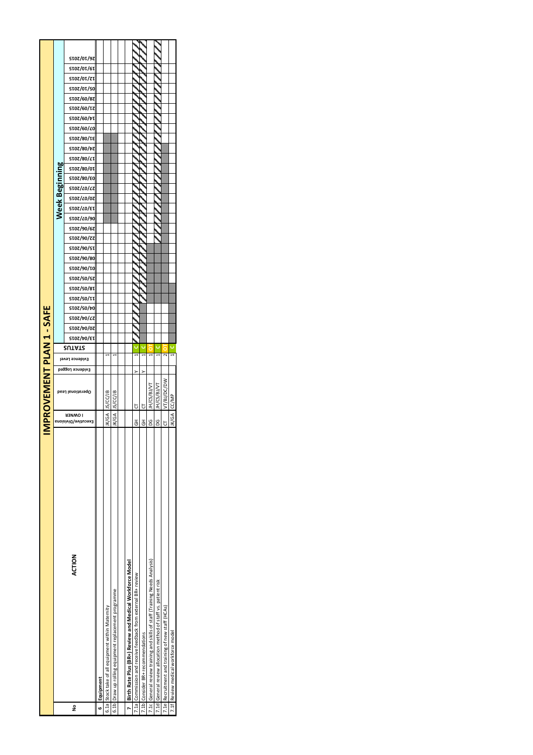# IMPROVEMENT PLAN 1 - SAFE

| No | ACTION | Executive/Divisional OWNER | Operational Lead | Evidence Logged | Evidence Level | STATUS |
|---|---|---|---|---|---|---|
| **6** | **Equipment** | | | | | |
| 6.1a | Stock take of all equipment within Maternity | JK/GA | JS/CC/JB | | 1 | |
| 6.1b | Draw up rolling equipment replacement programme | JK/GA | JS/CC/JB | | 1 | |
| | | | | | | |
| **7** | **Birth Rate Plus (BR+) Review and Medical Workforce Model** | | | | | |
| 7.1a | Commission and receive feedback from external BR+ review | GH | CT | Y | 1 | C |
| 7.1b | Consider BR+ recommendations | GH | CT | Y | 1 | C |
| 7.1c | General review training and skills of staff (Training Needs Analysis) | DG | JH/CS/BJ/VT | | 1 | OT |
| 7.1d | General review allocation method of staff vs. patient risk | DG | JH/CS/BJ/VT | | 1 | C |
| 7.1e | Recruitment and training of new staff (HCAs) | CT | VT/BJ/DC/DW | | 2 | OT |
| 7.1f | Review medical workforce model | JK/GA | CC/MP | | 1 | C |

**Week Beginning:** 13/04/2015, 20/04/2015, 27/04/2015, 04/05/2015, 11/05/2015, 18/05/2015, 25/05/2015, 01/06/2015, 08/06/2015, 15/06/2015, 22/06/2015, 29/06/2015, 06/07/2015, 13/07/2015, 20/07/2015, 27/07/2015, 03/08/2015, 10/08/2015, 17/08/2015, 24/08/2015, 31/08/2015, 07/09/2015, 14/09/2015, 21/09/2015, 28/09/2015, 05/10/2015, 12/10/2015, 19/10/2015, 26/10/2015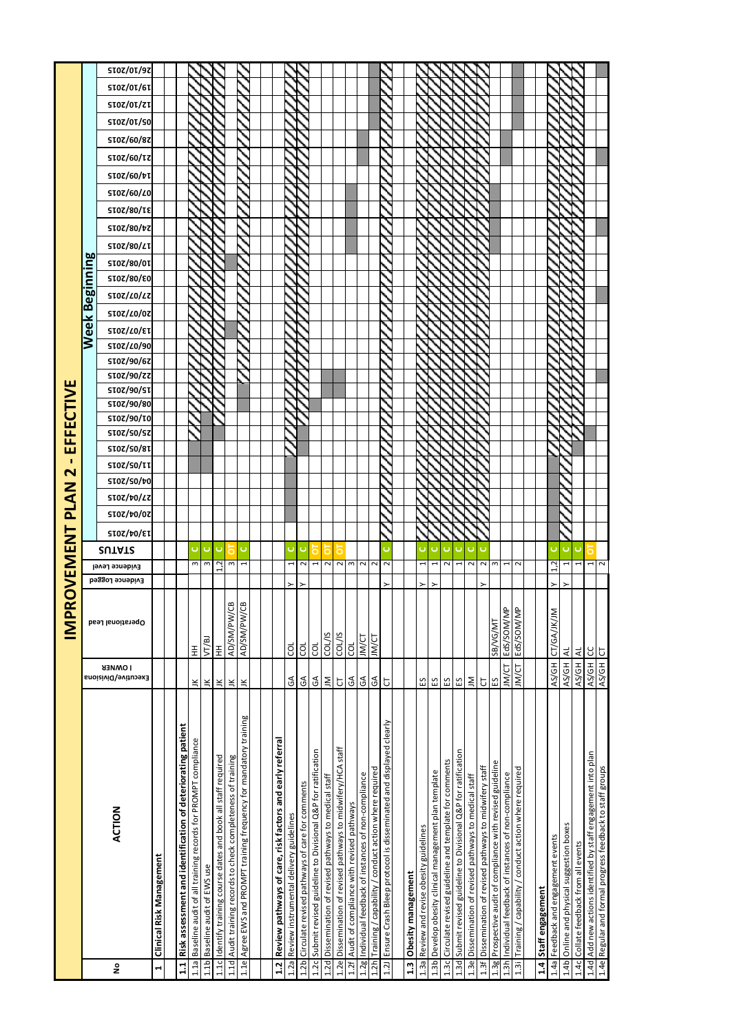# IMPROVEMENT PLAN 2 - EFFECTIVE

| No | ACTION | Executive/Divisional OWNER | Operational Lead | Evidence Logged | Evidence Level | STATUS |
|---|---|---|---|---|---|---|
| 1 | **Clinical Risk Management** | | | | | |
| | | | | | | |
| 1.1 | **Risk assessment and identification of deteriorating patient** | | | | | |
| 1.1a | Baseline audit of all training records for PROMPT compliance | JK | HH | | 3 | C |
| 1.1b | Baseline audit of EWS use | JK | VT/BJ | | 3 | C |
| 1.1c | Identify training course dates and book all staff required | JK | HH | | 1,2 | C |
| 1.1d | Audit training records to check completeness of training | JK | AD/SM/PW/CB | | 3 | OT |
| 1.1e | Agree EWS and PROMPT training frequency for mandatory training | JK | AD/SM/PW/CB | | 1 | C |
| | | | | | | |
| 1.2 | **Review pathways of care, risk factors and early referral** | | | | | |
| 1.2a | Review instrumental delivery guidelines | GA | COL | Y | 1 | C |
| 1.2b | Circulate revised pathways of care for comments | GA | COL | Y | 2 | C |
| 1.2c | Submit revised guideline to Divisional Q&P for ratification | GA | COL | | 1 | OT |
| 1.2d | Dissemination of revised pathways to medical staff | JM | COL/JS | | 2 | OT |
| 1.2e | Dissemination of revised pathways to midwifery/HCA staff | CT | COL/JS | | 2 | OT |
| 1.2f | Audit of compliance with revised pathways | GA | COL | | 3 | |
| 1.2g | Individual feedback of instances of non-compliance | GA | JM/CT | | 2 | |
| 1.2h | Training / capability / conduct action where required | GA | JM/CT | | 2 | |
| 1.2J | Ensure Crash Bleep protocol is disseminated and displayed clearly | CT | | Y | 2 | C |
| | | | | | | |
| 1.3 | **Obesity management** | | | | | |
| 1.3a | Review and revise obesity guidelines | ES | | Y | 1 | C |
| 1.3b | Develop obesity clinical management plan template | ES | | Y | 1 | C |
| 1.3c | Circulate revised guideline and template for comments | ES | | | 2 | C |
| 1.3d | Submit revised guideline to Divisional Q&P for ratification | ES | | | 1 | C |
| 1.3e | Dissemination of revised pathways to medical staff | JM | | | 2 | C |
| 1.3f | Dissemination of revised pathways to midwifery staff | CT | | Y | 2 | C |
| 1.3g | Prospective audit of compliance with revised guideline | ES | SB/VG/MT | | 3 | |
| 1.3h | Individual feedback of instances of non-compliance | JM/CT | EdS/SOM/MP | | 1 | |
| 1.3i | Training / capability / conduct action where required | JM/CT | EdS/SOM/MP | | 2 | |
| | | | | | | |
| 1.4 | **Staff engagement** | | | | | |
| 1.4a | Feedback and engagement events | AS/GH | CT/GA/JK/JM | Y | 1,2 | C |
| 1.4b | Online and physical suggestion boxes | AS/GH | AL | Y | 1 | C |
| 1.4c | Collate feedback from all events | AS/GH | AL | | 1 | C |
| 1.4d | Add new actions identified by staff engagement into plan | AS/GH | CC | | 1 | OT |
| 1.4e | Regular and formal progress feedback to staff groups | AS/GH | CT | | 2 | |

Week Beginning: 13/04/2015, 20/04/2015, 27/04/2015, 04/05/2015, 11/05/2015, 18/05/2015, 25/05/2015, 01/06/2015, 08/06/2015, 15/06/2015, 22/06/2015, 29/06/2015, 06/07/2015, 13/07/2015, 20/07/2015, 27/07/2015, 03/08/2015, 10/08/2015, 17/08/2015, 24/08/2015, 31/08/2015, 07/09/2015, 14/09/2015, 21/09/2015, 28/09/2015, 05/10/2015, 12/10/2015, 19/10/2015, 26/10/2015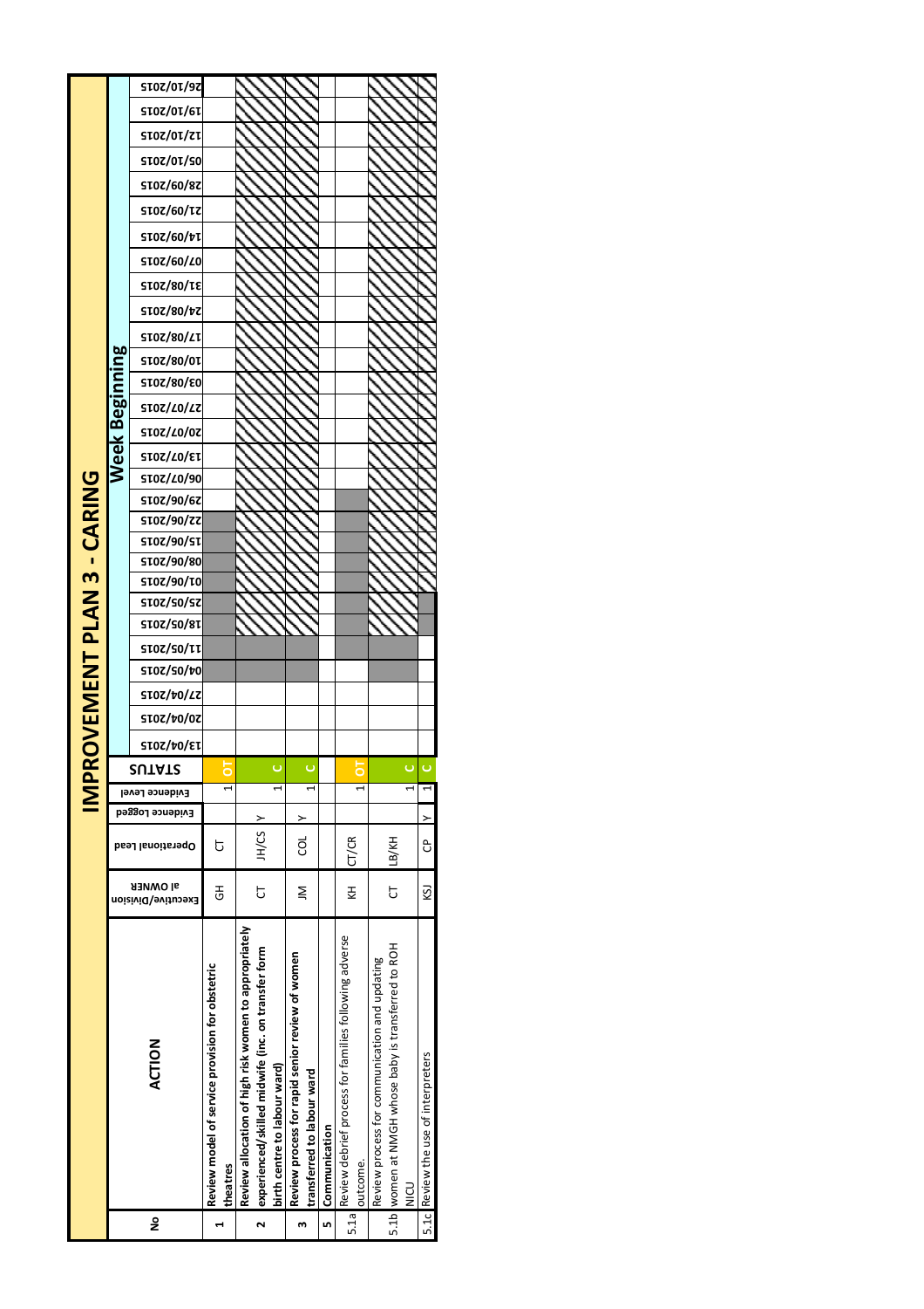# IMPROVEMENT PLAN 3 - CARING

| No | ACTION | Executive/Divisional OWNER | Operational Lead | Evidence Logged | Evidence Level | STATUS |
|---|---|---|---|---|---|---|
| 1 | Review model of service provision for obstetric theatres | GH | CT | | 1 | OT |
| 2 | Review allocation of high risk women to appropriately experienced/skilled midwife (inc. on transfer form birth centre to labour ward) | CT | JH/CS | Y | 1 | C |
| 3 | Review process for rapid senior review of women transferred to labour ward | JM | COL | Y | 1 | C |
| 5 | Communication | | | | | |
| 5.1a | Review debrief process for families following adverse outcome. | KH | CT/CR | | 1 | OT |
| 5.1b | Review process for communication and updating women at NMGH whose baby is transferred to ROH NICU | CT | LB/KH | | 1 | C |
| 5.1c | Review the use of interpreters | KSJ | CP | Y | 1 | C |

Week Beginning: 13/04/2015, 20/04/2015, 27/04/2015, 04/05/2015, 11/05/2015, 18/05/2015, 25/05/2015, 01/06/2015, 08/06/2015, 15/06/2015, 22/06/2015, 29/06/2015, 06/07/2015, 13/07/2015, 20/07/2015, 27/07/2015, 03/08/2015, 10/08/2015, 17/08/2015, 24/08/2015, 31/08/2015, 07/09/2015, 14/09/2015, 21/09/2015, 28/09/2015, 05/10/2015, 12/10/2015, 19/10/2015, 26/10/2015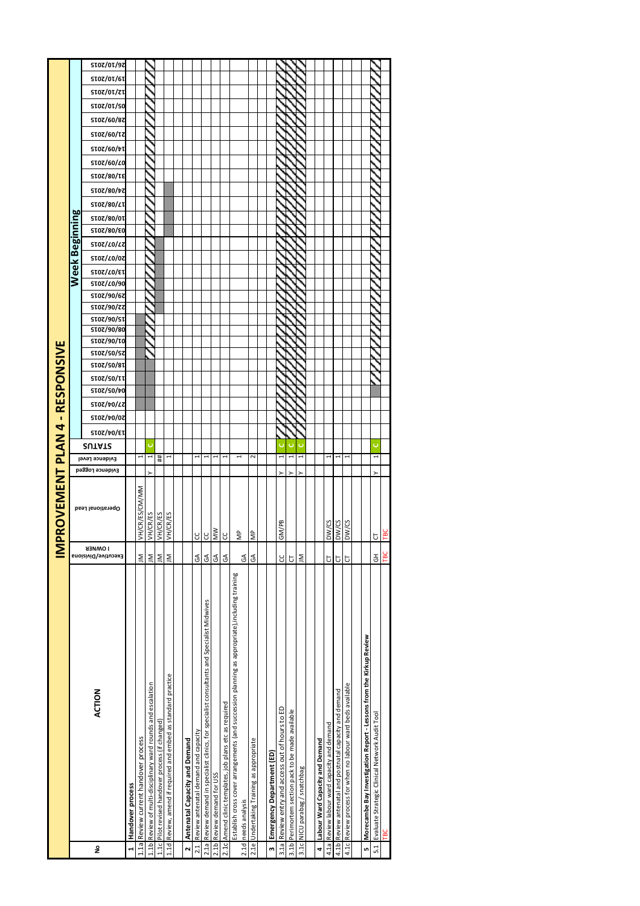# IMPROVEMENT PLAN 4 - RESPONSIVE

| No | | ACTION | Executive/Divisional OWNER | Operational Lead | Evidence Logged | Evidence Level | STATUS |
|---|---|---|---|---|---|---|---|
| 1 | | **Handover process** | | | | | |
| | 1.1a | Review current handover process | JM | VH/CR/ES/CM/MM | | 1 | |
| | 1.1b | Review of multi-disciplinary ward rounds and escalation | JM | VH/CR/ES | Y | 1 | C |
| | 1.1c | Pilot revised handover process (if changed) | JM | VH/CR/ES | | ## | |
| | 1.1d | Review, amend if required and embed as standard practice | JM | VH/CR/ES | | 1 | |
| 2 | | **Antenatal Capacity and Demand** | | | | | |
| | 2.1 | Review antenatal demand and capacity | GA | CC | | 1 | |
| | 2.1a | Review demand in specialist clinics, for specialist consultants and Specialist Midwives | GA | CC | | 1 | |
| | 2.1b | Review demand for USS | GA | MW | | 1 | |
| | 2.1c | Amend clinic templates, job plans etc as required | GA | CC | | 1 | |
| | 2.1d | Establish cross cover arrangements (and succession planning as appropriate),including training needs analysis | GA | MP | | 1 | |
| | 2.1e | Undertaking Training as appropriate | GA | MP | | 2 | |
| 3 | | **Emergency Department (ED)** | | | | | |
| | 3.1a | Review entry and access out of hours to ED | CC | GM/PB | Y | 1 | C |
| | 3.1b | Perimortem section pack to be made available | CT | | Y | 1 | C |
| | 3.1c | NICU parabag / snatchbag | JM | | Y | 1 | C |
| 4 | | **Labour Ward Capacity and Demand** | | | | | |
| | 4.1a | Review labour ward capacity and demand | CT | DW/CS | | 1 | |
| | 4.1b | Review antenatal and postnatal capacity and demand | CT | DW/CS | | 1 | |
| | 4.1c | Review process for when no labour ward beds available | CT | DW/CS | | 1 | |
| 5 | | **Morecambe Bay Investigation Report - Lessons from the Kirkup Review** | | | | | |
| | 5.1 | Evaluate Strategic Clinical Network Audit Tool | GH | CT | Y | 1 | C |
| | | TBC | TBC | TBC | | | |

Week Beginning: 13/04/2015, 20/04/2015, 27/04/2015, 04/05/2015, 11/05/2015, 18/05/2015, 25/05/2015, 01/06/2015, 08/06/2015, 15/06/2015, 22/06/2015, 29/06/2015, 06/07/2015, 13/07/2015, 20/07/2015, 27/07/2015, 03/08/2015, 10/08/2015, 17/08/2015, 24/08/2015, 31/08/2015, 07/09/2015, 14/09/2015, 21/09/2015, 28/09/2015, 05/10/2015, 12/10/2015, 19/10/2015, 26/10/2015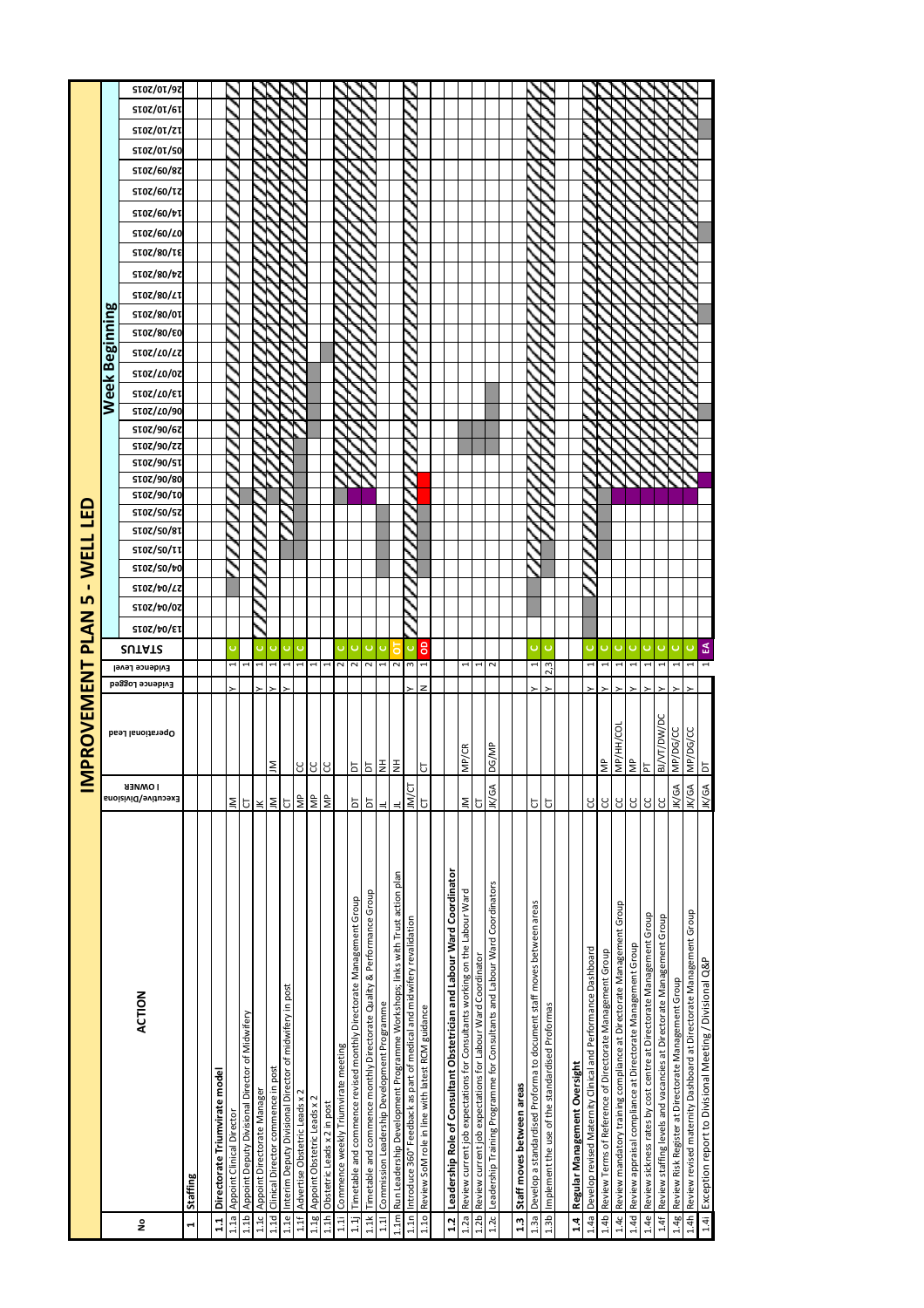# IMPROVEMENT PLAN 5 - WELL LED

| No | ACTION | Executive/Divisional OWNER | Operational Lead | Evidence Logged | Evidence Level | STATUS |
|---|---|---|---|---|---|---|
| **1** | **Staffing** | | | | | |
| **1.1** | **Directorate Triumvirate model** | | | | | |
| 1.1a | Appoint Clinical Director | JM | | Y | 1 | C |
| 1.1b | Appoint Deputy Divisional Director of Midwifery | CT | | | 1 | |
| 1.1c | Appoint Directorate Manager | JK | | Y | 1 | C |
| 1.1d | Clinical Director commence in post | | JM | Y | 1 | C |
| 1.1e | Interim Deputy Divisional Director of midwifery in post | CT | | Y | 1 | C |
| 1.1f | Advertise Obstetric Leads x 2 | MP | CC | | 1 | C |
| 1.1g | Appoint Obstetric Leads x 2 | MP | CC | | 1 | |
| 1.1h | Obsteric Leads x 2 in post | MP | CC | | 1 | |
| 1.1i | Commence weekly Triumvirate meeting | | | | 2 | C |
| 1.1j | Timetable and commence revised monthly Directorate Management Group | DT | DT | | 2 | C |
| 1.1k | Timetable and commence monthly Directorate Quality & Performance Group | DT | DT | | 2 | C |
| 1.1l | Commission Leadership Development Programme | JL | NH | | 1 | C |
| 1.1m | Run Leadership Development Programme Workshops; links with Trust action plan | JL | NH | | 2 | OT |
| 1.1n | Introduce 360° Feedback as part of medical and midwifery revalidation | JM/CT | | Y | 3 | C |
| 1.1o | Review SoM role in line with latest RCM guidance | CT | CT | N | 1 | OD |
| **1.2** | **Leadership Role of Consultant Obstetrician and Labour Ward Coordinator** | | | | | |
| 1.2a | Review current job expectations for Consultants working on the Labour Ward | JM | MP/CR | | 1 | |
| 1.2b | Review current job expectations for Labour Ward Coordinator | CT | | | 1 | |
| 1.2c | Leadership Training Programme for Consultants and Labour Ward Coordinators | JK/GA | DG/MP | | 2 | |
| **1.3** | **Staff moves between areas** | | | | | |
| 1.3a | Develop a standardised Proforma to document staff moves between areas | CT | | Y | 1 | C |
| 1.3b | Implement the use of the standardised Proformas | CT | | Y | 2,3 | C |
| **1.4** | **Regular Management Oversight** | | | | | |
| 1.4a | Develop revised Maternity Clinical and Performance Dashboard | CC | | Y | 1 | C |
| 1.4b | Review Terms of Reference of Directorate Management Group | CC | MP | Y | 1 | C |
| 1.4c | Review mandatory training compliance at Directorate Management Group | CC | MP/HH/COL | Y | 1 | C |
| 1.4d | Review appraisal compliance at Directorate Management Group | CC | MP | Y | 1 | C |
| 1.4e | Review sickness rates by cost centre at Directorate Management Group | CC | PT | Y | 1 | C |
| 1.4f | Review staffing levels and vacancies at Directorate Management Group | CC | BJ/VT/DW/DC | Y | 1 | C |
| 1.4g | Review Risk Register at Directorate Management Group | JK/GA | MP/DG/CC | Y | 1 | C |
| 1.4h | Review revised maternity Dashboard at Directorate Management Group | JK/GA | MP/DG/CC | Y | 1 | C |
| 1.4i | Exception report to Divisional Meeting / Divisional Q&P | JK/GA | DT | | 1 | EA |

Week Beginning: 13/04/2015, 20/04/2015, 27/04/2015, 04/05/2015, 11/05/2015, 18/05/2015, 25/05/2015, 01/06/2015, 08/06/2015, 15/06/2015, 22/06/2015, 29/06/2015, 06/07/2015, 13/07/2015, 20/07/2015, 27/07/2015, 03/08/2015, 10/08/2015, 17/08/2015, 24/08/2015, 31/08/2015, 07/09/2015, 14/09/2015, 21/09/2015, 28/09/2015, 05/10/2015, 12/10/2015, 19/10/2015, 26/10/2015